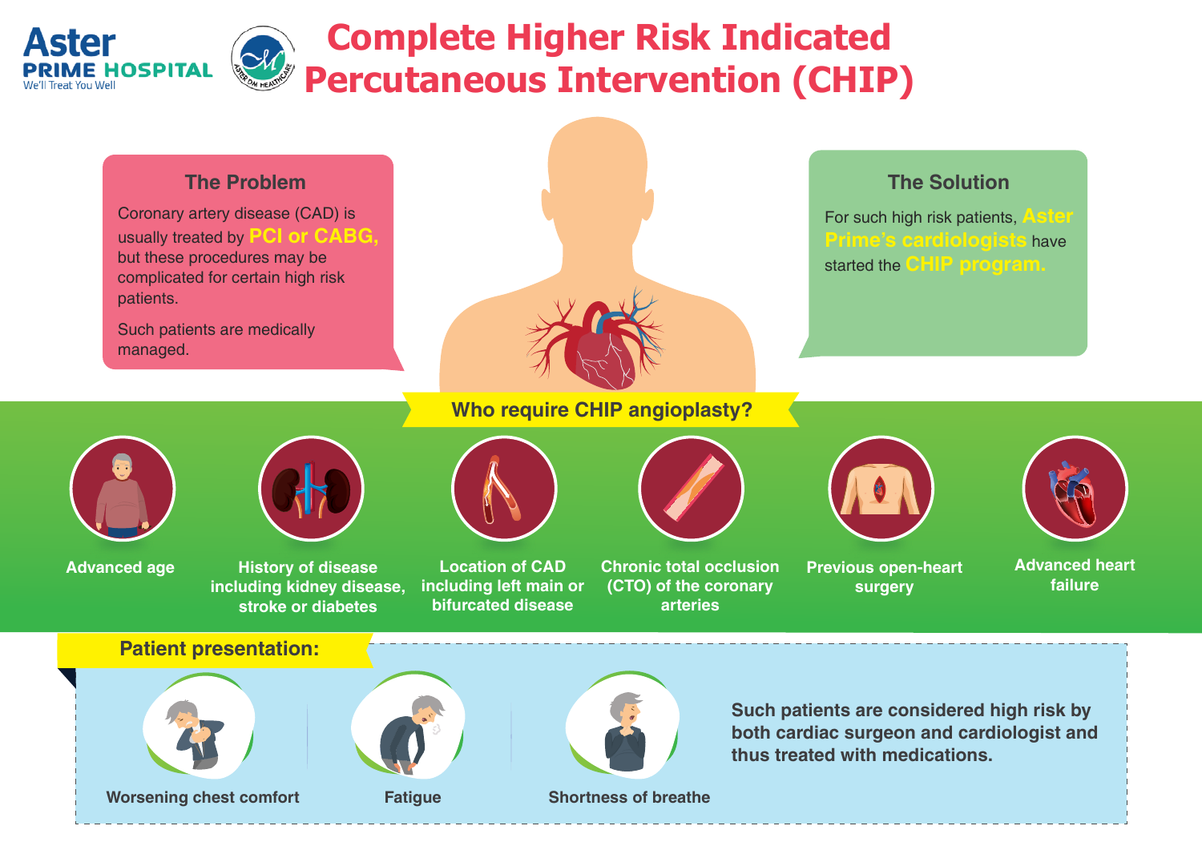# Complete Higher Risk Indicated Percutaneous Intervention (CHIP)

Aster PRIME HOSPITAL
We'll Treat You Well

## The Problem

Coronary artery disease (CAD) is usually treated by **PCI or CABG,** but these procedures may be complicated for certain high risk patients.

Such patients are medically managed.

## The Solution

For such high risk patients, **Aster Prime's cardiologists** have started the **CHIP program.**

## Who require CHIP angioplasty?

- Advanced age
- History of disease including kidney disease, stroke or diabetes
- Location of CAD including left main or bifurcated disease
- Chronic total occlusion (CTO) of the coronary arteries
- Previous open-heart surgery
- Advanced heart failure

## Patient presentation:

- Worsening chest comfort
- Fatigue
- Shortness of breathe

Such patients are considered high risk by both cardiac surgeon and cardiologist and thus treated with medications.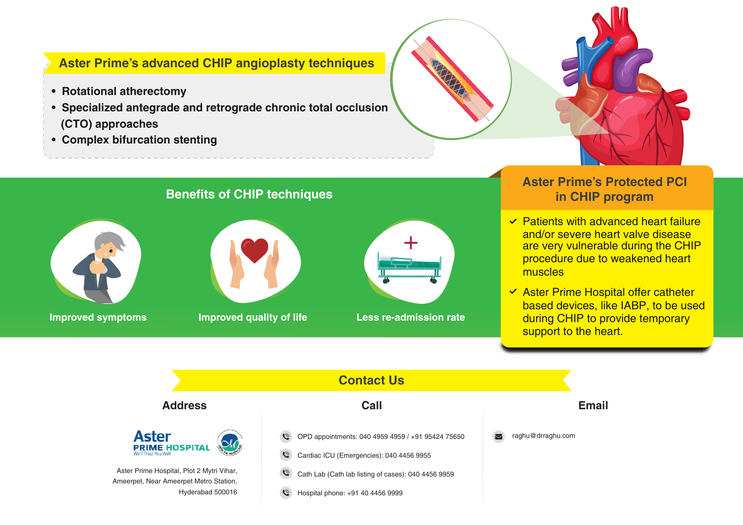## Aster Prime's advanced CHIP angioplasty techniques

- Rotational atherectomy
- Specialized antegrade and retrograde chronic total occlusion (CTO) approaches
- Complex bifurcation stenting

## Benefits of CHIP techniques

- Improved symptoms
- Improved quality of life
- Less re-admission rate

## Aster Prime's Protected PCI in CHIP program

- ✓ Patients with advanced heart failure and/or severe heart valve disease are very vulnerable during the CHIP procedure due to weakened heart muscles
- ✓ Aster Prime Hospital offer catheter based devices, like IABP, to be used during CHIP to provide temporary support to the heart.

## Contact Us

### Address

Aster PRIME HOSPITAL
We'll Treat You Well

Aster Prime Hospital, Plot 2 Mytri Vihar, Ameerpet, Near Ameerpet Metro Station, Hyderabad 500016

### Call

- OPD appointments: 040 4959 4959 / +91 95424 75650
- Cardiac ICU (Emergencies): 040 4456 9955
- Cath Lab (Cath lab listing of cases): 040 4456 9959
- Hospital phone: +91 40 4456 9999

### Email

raghu@drraghu.com